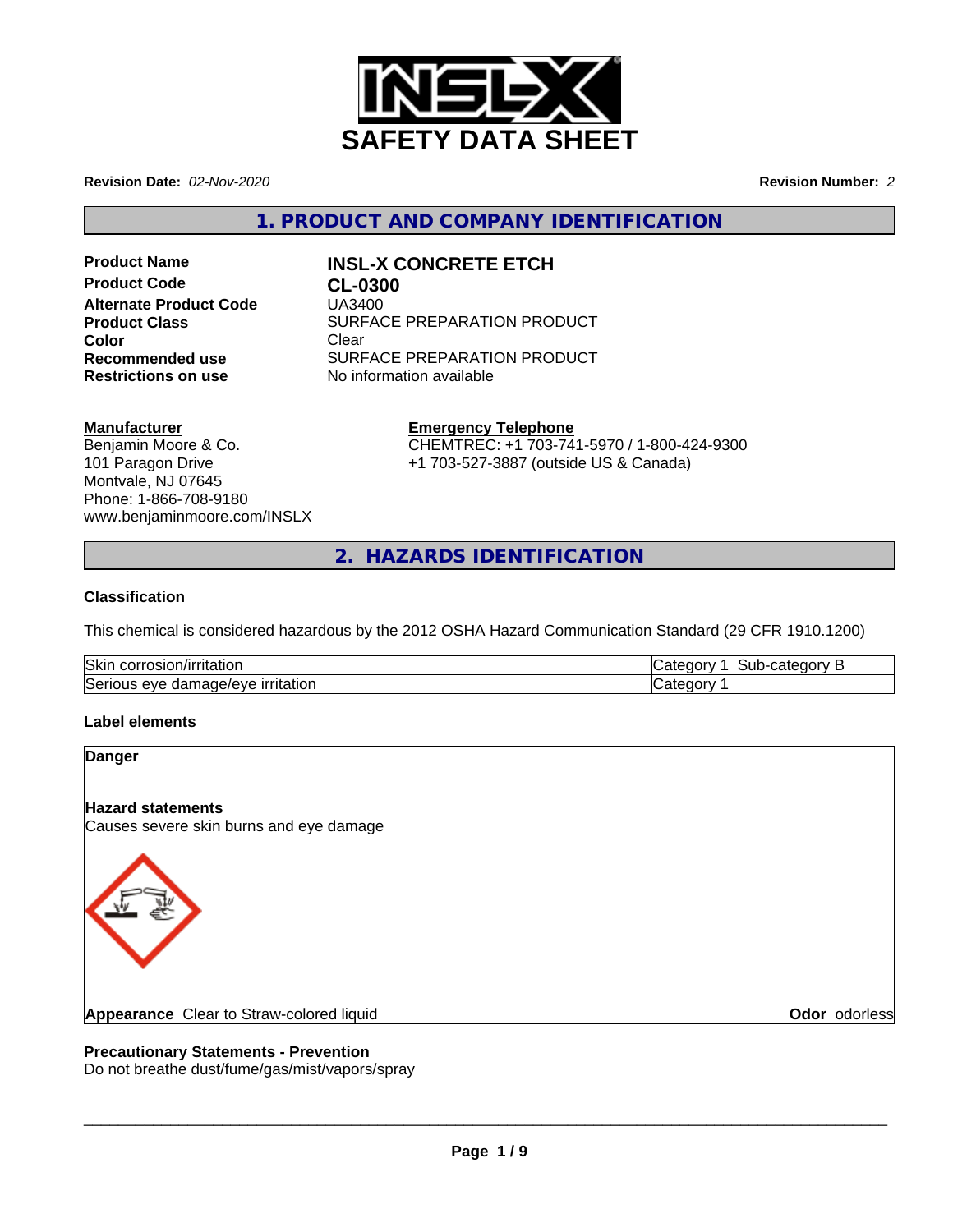# SAFETY DATA SHEET

**Revision Date:** *02-Nov-2020* **Revision Number:** *2*

## 1. PRODUCT AND COMPANY IDENTIFICATION

| | |
|---|---|
| **Product Name** | **INSL-X CONCRETE ETCH** |
| **Product Code** | **CL-0300** |
| **Alternate Product Code** | UA3400 |
| **Product Class** | SURFACE PREPARATION PRODUCT |
| **Color** | Clear |
| **Recommended use** | SURFACE PREPARATION PRODUCT |
| **Restrictions on use** | No information available |

**Manufacturer**
Benjamin Moore & Co.
101 Paragon Drive
Montvale, NJ 07645
Phone: 1-866-708-9180
www.benjaminmoore.com/INSLX

**Emergency Telephone**
CHEMTREC: +1 703-741-5970 / 1-800-424-9300
+1 703-527-3887 (outside US & Canada)

## 2. HAZARDS IDENTIFICATION

**Classification**

This chemical is considered hazardous by the 2012 OSHA Hazard Communication Standard (29 CFR 1910.1200)

| | |
|---|---|
| Skin corrosion/irritation | Category 1 Sub-category B |
| Serious eye damage/eye irritation | Category 1 |

**Label elements**

**Danger**

**Hazard statements**
Causes severe skin burns and eye damage

**Appearance** Clear to Straw-colored liquid **Odor** odorless

**Precautionary Statements - Prevention**
Do not breathe dust/fume/gas/mist/vapors/spray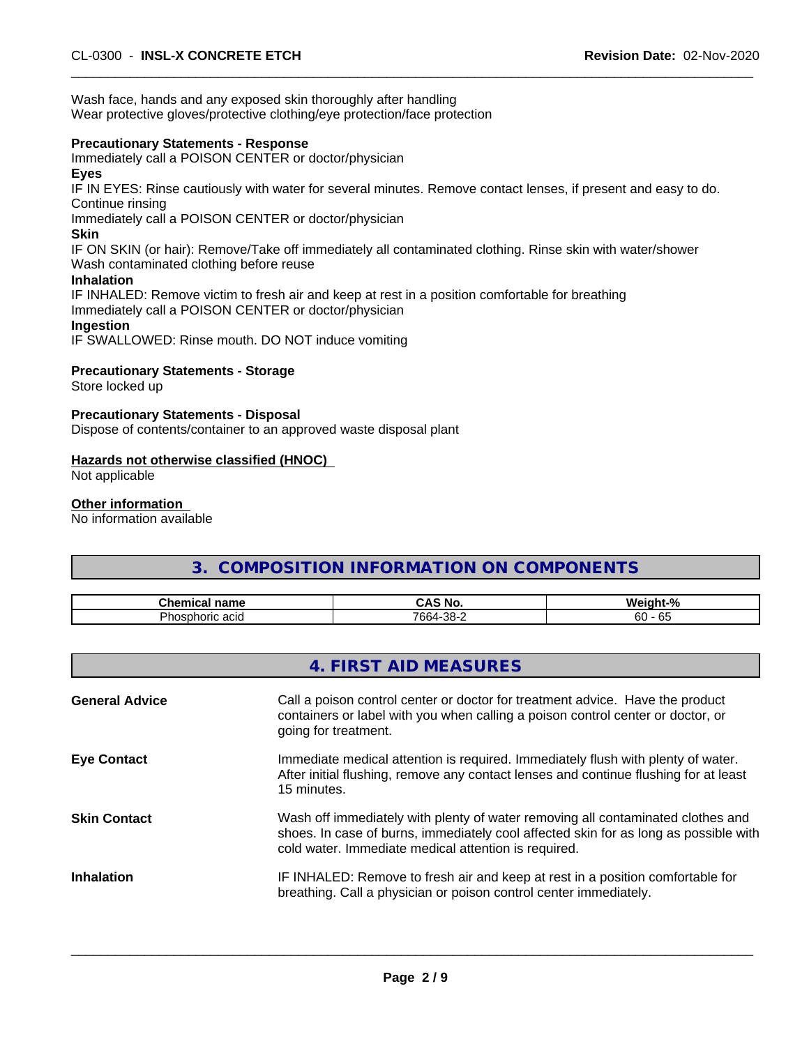Wash face, hands and any exposed skin thoroughly after handling
Wear protective gloves/protective clothing/eye protection/face protection

**Precautionary Statements - Response**

Immediately call a POISON CENTER or doctor/physician

**Eyes**

IF IN EYES: Rinse cautiously with water for several minutes. Remove contact lenses, if present and easy to do. Continue rinsing
Immediately call a POISON CENTER or doctor/physician

**Skin**

IF ON SKIN (or hair): Remove/Take off immediately all contaminated clothing. Rinse skin with water/shower
Wash contaminated clothing before reuse

**Inhalation**

IF INHALED: Remove victim to fresh air and keep at rest in a position comfortable for breathing
Immediately call a POISON CENTER or doctor/physician

**Ingestion**

IF SWALLOWED: Rinse mouth. DO NOT induce vomiting

**Precautionary Statements - Storage**

Store locked up

**Precautionary Statements - Disposal**

Dispose of contents/container to an approved waste disposal plant

**Hazards not otherwise classified (HNOC)**

Not applicable

**Other information**

No information available

## 3. COMPOSITION INFORMATION ON COMPONENTS

| Chemical name | CAS No. | Weight-% |
| --- | --- | --- |
| Phosphoric acid | 7664-38-2 | 60 - 65 |

## 4. FIRST AID MEASURES

**General Advice**
Call a poison control center or doctor for treatment advice. Have the product containers or label with you when calling a poison control center or doctor, or going for treatment.

**Eye Contact**
Immediate medical attention is required. Immediately flush with plenty of water. After initial flushing, remove any contact lenses and continue flushing for at least 15 minutes.

**Skin Contact**
Wash off immediately with plenty of water removing all contaminated clothes and shoes. In case of burns, immediately cool affected skin for as long as possible with cold water. Immediate medical attention is required.

**Inhalation**
IF INHALED: Remove to fresh air and keep at rest in a position comfortable for breathing. Call a physician or poison control center immediately.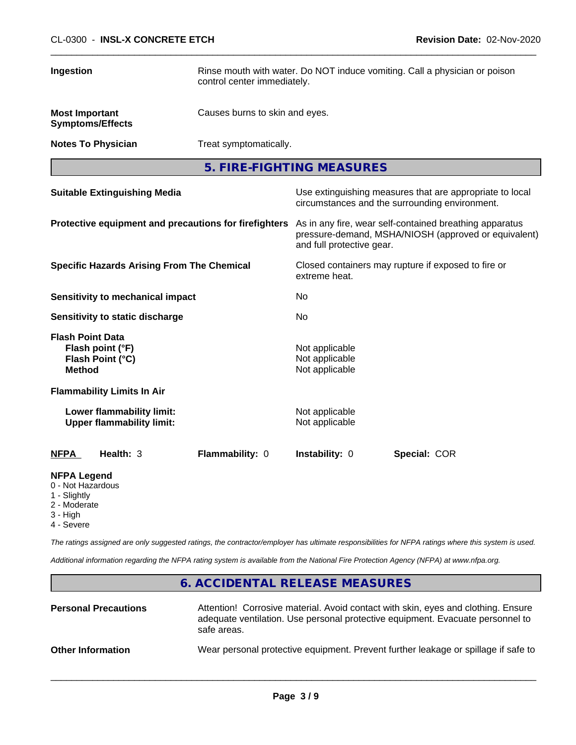| | |
|---|---|
| **Ingestion** | Rinse mouth with water. Do NOT induce vomiting. Call a physician or poison control center immediately. |
| **Most Important Symptoms/Effects** | Causes burns to skin and eyes. |
| **Notes To Physician** | Treat symptomatically. |

## 5. FIRE-FIGHTING MEASURES

| | |
|---|---|
| **Suitable Extinguishing Media** | Use extinguishing measures that are appropriate to local circumstances and the surrounding environment. |
| **Protective equipment and precautions for firefighters** | As in any fire, wear self-contained breathing apparatus pressure-demand, MSHA/NIOSH (approved or equivalent) and full protective gear. |
| **Specific Hazards Arising From The Chemical** | Closed containers may rupture if exposed to fire or extreme heat. |
| **Sensitivity to mechanical impact** | No |
| **Sensitivity to static discharge** | No |

**Flash Point Data**

| | |
|---|---|
| **Flash point (°F)** | Not applicable |
| **Flash Point (°C)** | Not applicable |
| **Method** | Not applicable |

**Flammability Limits In Air**

| | |
|---|---|
| **Lower flammability limit:** | Not applicable |
| **Upper flammability limit:** | Not applicable |

| **NFPA** | **Health:** 3 | **Flammability:** 0 | **Instability:** 0 | **Special:** COR |
|---|---|---|---|---|

**NFPA Legend**
- 0 - Not Hazardous
- 1 - Slightly
- 2 - Moderate
- 3 - High
- 4 - Severe

*The ratings assigned are only suggested ratings, the contractor/employer has ultimate responsibilities for NFPA ratings where this system is used.*

*Additional information regarding the NFPA rating system is available from the National Fire Protection Agency (NFPA) at www.nfpa.org.*

## 6. ACCIDENTAL RELEASE MEASURES

| | |
|---|---|
| **Personal Precautions** | Attention! Corrosive material. Avoid contact with skin, eyes and clothing. Ensure adequate ventilation. Use personal protective equipment. Evacuate personnel to safe areas. |
| **Other Information** | Wear personal protective equipment. Prevent further leakage or spillage if safe to |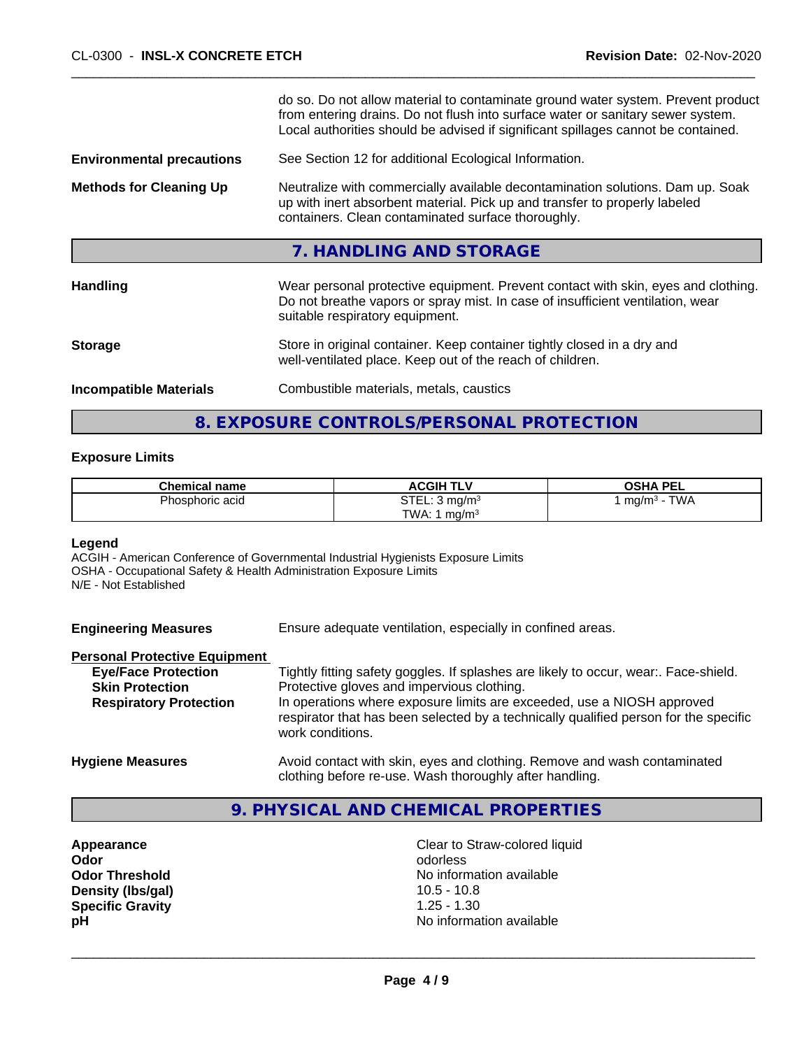do so. Do not allow material to contaminate ground water system. Prevent product from entering drains. Do not flush into surface water or sanitary sewer system. Local authorities should be advised if significant spillages cannot be contained.

**Environmental precautions** See Section 12 for additional Ecological Information.

**Methods for Cleaning Up** Neutralize with commercially available decontamination solutions. Dam up. Soak up with inert absorbent material. Pick up and transfer to properly labeled containers. Clean contaminated surface thoroughly.

## 7. HANDLING AND STORAGE

**Handling** Wear personal protective equipment. Prevent contact with skin, eyes and clothing. Do not breathe vapors or spray mist. In case of insufficient ventilation, wear suitable respiratory equipment.

**Storage** Store in original container. Keep container tightly closed in a dry and well-ventilated place. Keep out of the reach of children.

**Incompatible Materials** Combustible materials, metals, caustics

## 8. EXPOSURE CONTROLS/PERSONAL PROTECTION

### Exposure Limits

| Chemical name | ACGIH TLV | OSHA PEL |
|---|---|---|
| Phosphoric acid | STEL: 3 mg/m³<br>TWA: 1 mg/m³ | 1 mg/m³ - TWA |

**Legend**
ACGIH - American Conference of Governmental Industrial Hygienists Exposure Limits
OSHA - Occupational Safety & Health Administration Exposure Limits
N/E - Not Established

**Engineering Measures** Ensure adequate ventilation, especially in confined areas.

**Personal Protective Equipment**

- **Eye/Face Protection** Tightly fitting safety goggles. If splashes are likely to occur, wear:. Face-shield.
- **Skin Protection** Protective gloves and impervious clothing.
- **Respiratory Protection** In operations where exposure limits are exceeded, use a NIOSH approved respirator that has been selected by a technically qualified person for the specific work conditions.

**Hygiene Measures** Avoid contact with skin, eyes and clothing. Remove and wash contaminated clothing before re-use. Wash thoroughly after handling.

## 9. PHYSICAL AND CHEMICAL PROPERTIES

**Appearance** Clear to Straw-colored liquid
**Odor** odorless
**Odor Threshold** No information available
**Density (lbs/gal)** 10.5 - 10.8
**Specific Gravity** 1.25 - 1.30
**pH** No information available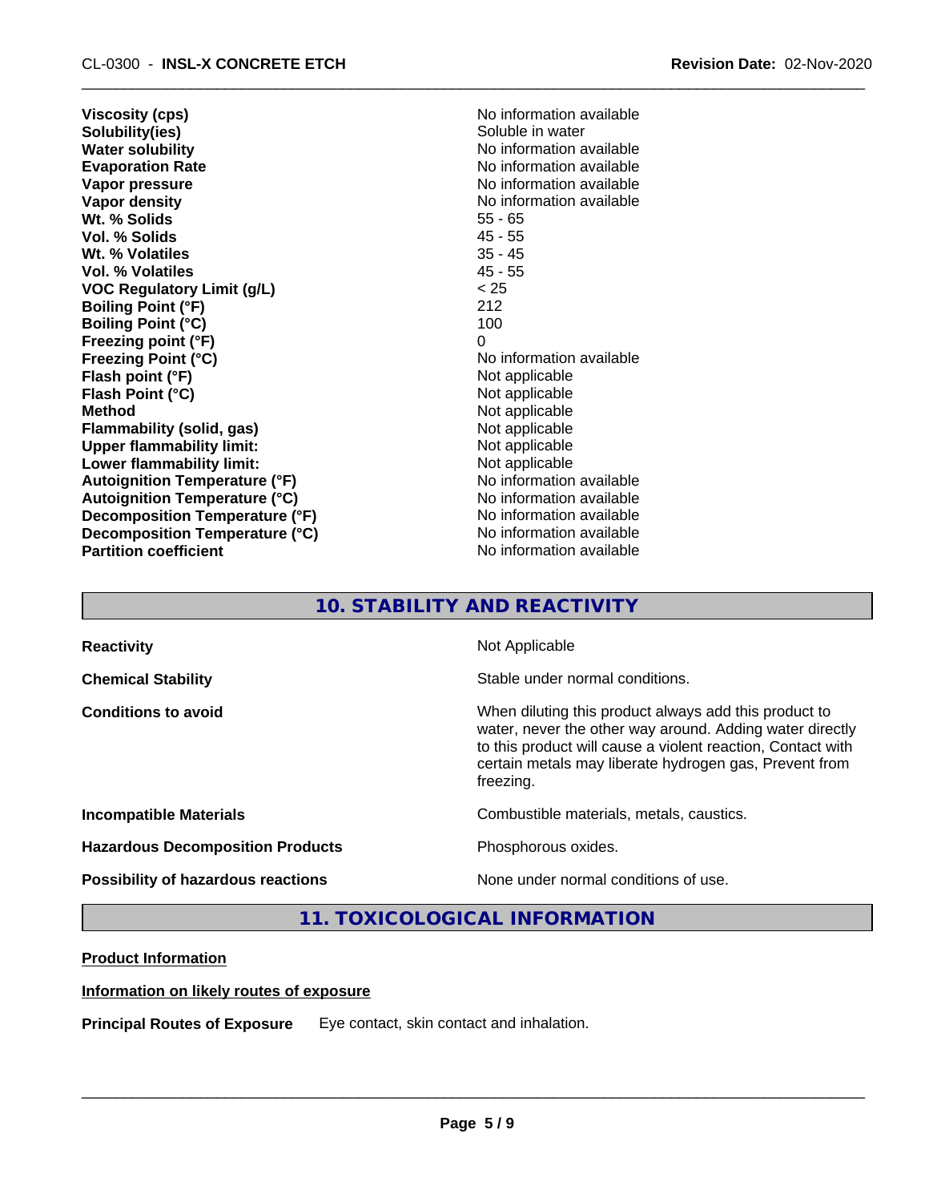| | |
|---|---|
| **Viscosity (cps)** | No information available |
| **Solubility(ies)** | Soluble in water |
| **Water solubility** | No information available |
| **Evaporation Rate** | No information available |
| **Vapor pressure** | No information available |
| **Vapor density** | No information available |
| **Wt. % Solids** | 55 - 65 |
| **Vol. % Solids** | 45 - 55 |
| **Wt. % Volatiles** | 35 - 45 |
| **Vol. % Volatiles** | 45 - 55 |
| **VOC Regulatory Limit (g/L)** | < 25 |
| **Boiling Point (°F)** | 212 |
| **Boiling Point (°C)** | 100 |
| **Freezing point (°F)** | 0 |
| **Freezing Point (°C)** | No information available |
| **Flash point (°F)** | Not applicable |
| **Flash Point (°C)** | Not applicable |
| **Method** | Not applicable |
| **Flammability (solid, gas)** | Not applicable |
| **Upper flammability limit:** | Not applicable |
| **Lower flammability limit:** | Not applicable |
| **Autoignition Temperature (°F)** | No information available |
| **Autoignition Temperature (°C)** | No information available |
| **Decomposition Temperature (°F)** | No information available |
| **Decomposition Temperature (°C)** | No information available |
| **Partition coefficient** | No information available |

## 10. STABILITY AND REACTIVITY

| | |
|---|---|
| **Reactivity** | Not Applicable |
| **Chemical Stability** | Stable under normal conditions. |
| **Conditions to avoid** | When diluting this product always add this product to water, never the other way around. Adding water directly to this product will cause a violent reaction, Contact with certain metals may liberate hydrogen gas, Prevent from freezing. |
| **Incompatible Materials** | Combustible materials, metals, caustics. |
| **Hazardous Decomposition Products** | Phosphorous oxides. |
| **Possibility of hazardous reactions** | None under normal conditions of use. |

## 11. TOXICOLOGICAL INFORMATION

**Product Information**

**Information on likely routes of exposure**

**Principal Routes of Exposure** Eye contact, skin contact and inhalation.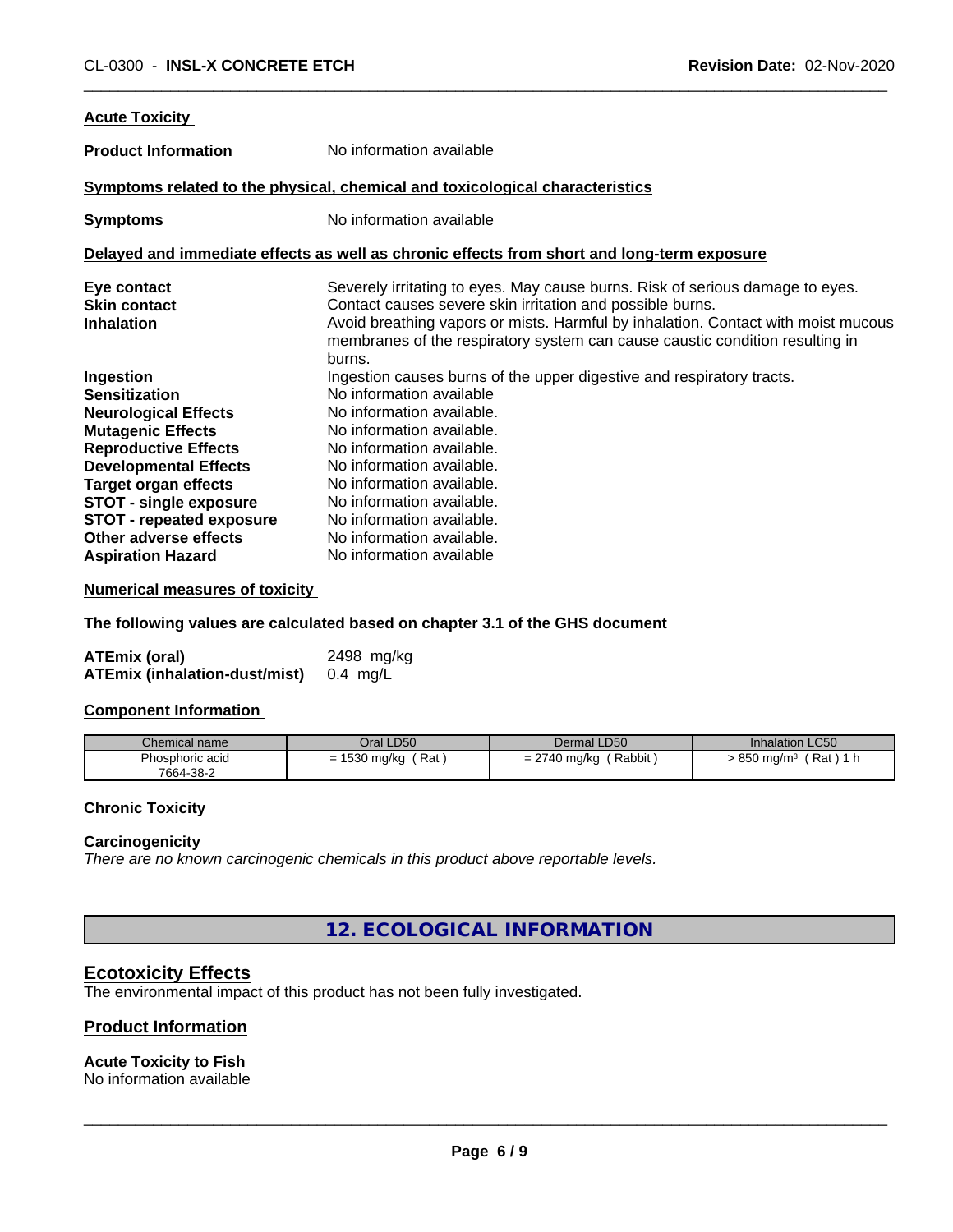**Acute Toxicity**

**Product Information** No information available

**Symptoms related to the physical, chemical and toxicological characteristics**

**Symptoms** No information available

**Delayed and immediate effects as well as chronic effects from short and long-term exposure**

**Eye contact** Severely irritating to eyes. May cause burns. Risk of serious damage to eyes.
**Skin contact** Contact causes severe skin irritation and possible burns.
**Inhalation** Avoid breathing vapors or mists. Harmful by inhalation. Contact with moist mucous membranes of the respiratory system can cause caustic condition resulting in burns.
**Ingestion** Ingestion causes burns of the upper digestive and respiratory tracts.
**Sensitization** No information available
**Neurological Effects** No information available.
**Mutagenic Effects** No information available.
**Reproductive Effects** No information available.
**Developmental Effects** No information available.
**Target organ effects** No information available.
**STOT - single exposure** No information available.
**STOT - repeated exposure** No information available.
**Other adverse effects** No information available.
**Aspiration Hazard** No information available

**Numerical measures of toxicity**

**The following values are calculated based on chapter 3.1 of the GHS document**

**ATEmix (oral)** 2498 mg/kg
**ATEmix (inhalation-dust/mist)** 0.4 mg/L

**Component Information**

| Chemical name | Oral LD50 | Dermal LD50 | Inhalation LC50 |
|---|---|---|---|
| Phosphoric acid<br>7664-38-2 | = 1530 mg/kg ( Rat ) | = 2740 mg/kg ( Rabbit ) | > 850 mg/m³ ( Rat ) 1 h |

**Chronic Toxicity**

**Carcinogenicity**
*There are no known carcinogenic chemicals in this product above reportable levels.*

## 12. ECOLOGICAL INFORMATION

### Ecotoxicity Effects
The environmental impact of this product has not been fully investigated.

### Product Information

**Acute Toxicity to Fish**
No information available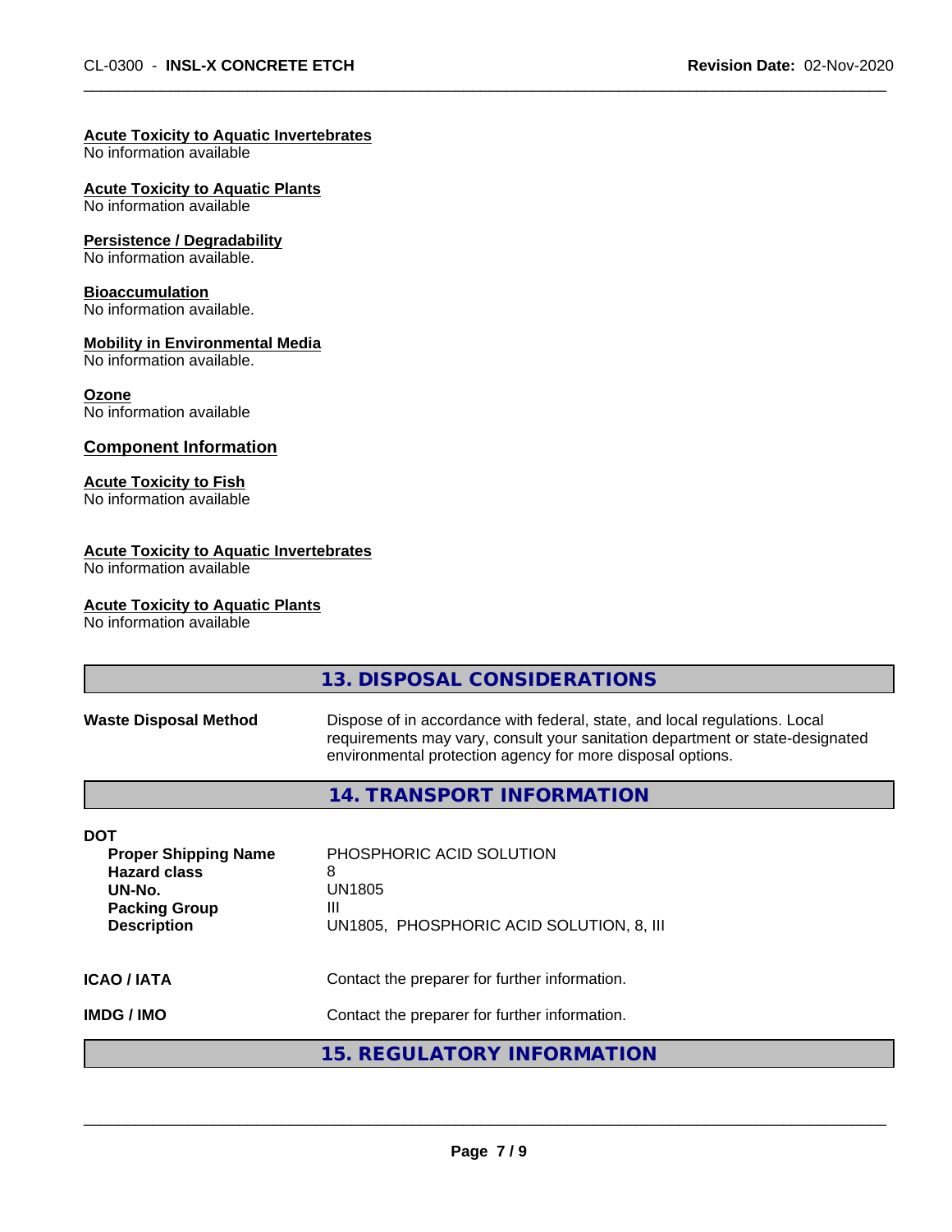**Acute Toxicity to Aquatic Invertebrates**
No information available

**Acute Toxicity to Aquatic Plants**
No information available

**Persistence / Degradability**
No information available.

**Bioaccumulation**
No information available.

**Mobility in Environmental Media**
No information available.

**Ozone**
No information available

### Component Information

**Acute Toxicity to Fish**
No information available

**Acute Toxicity to Aquatic Invertebrates**
No information available

**Acute Toxicity to Aquatic Plants**
No information available

## 13. DISPOSAL CONSIDERATIONS

**Waste Disposal Method** Dispose of in accordance with federal, state, and local regulations. Local requirements may vary, consult your sanitation department or state-designated environmental protection agency for more disposal options.

## 14. TRANSPORT INFORMATION

**DOT**

| | |
|---|---|
| **Proper Shipping Name** | PHOSPHORIC ACID SOLUTION |
| **Hazard class** | 8 |
| **UN-No.** | UN1805 |
| **Packing Group** | III |
| **Description** | UN1805, PHOSPHORIC ACID SOLUTION, 8, III |

**ICAO / IATA** Contact the preparer for further information.

**IMDG / IMO** Contact the preparer for further information.

## 15. REGULATORY INFORMATION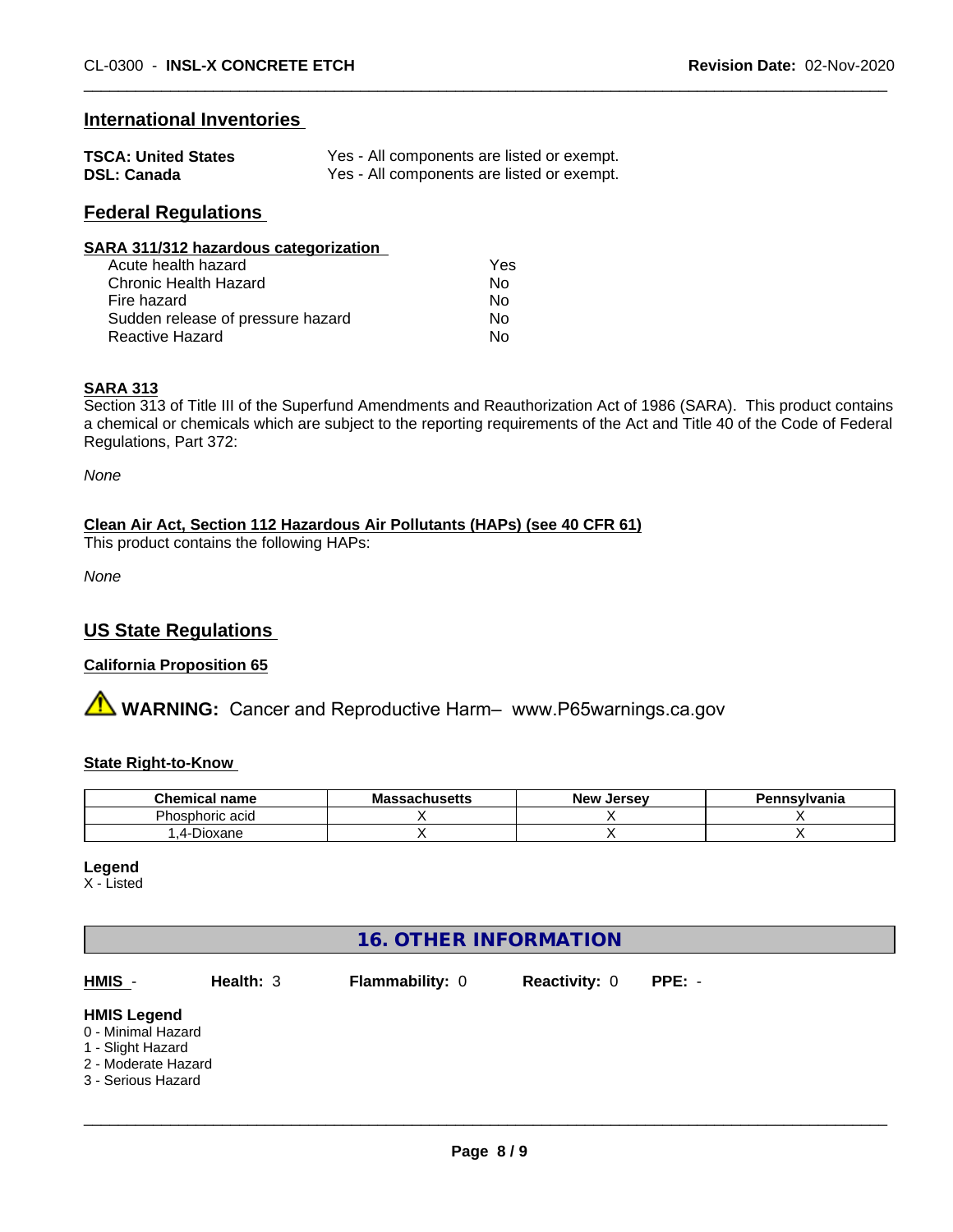## International Inventories

| | |
|---|---|
| **TSCA: United States** | Yes - All components are listed or exempt. |
| **DSL: Canada** | Yes - All components are listed or exempt. |

## Federal Regulations

**SARA 311/312 hazardous categorization**

| | |
|---|---|
| Acute health hazard | Yes |
| Chronic Health Hazard | No |
| Fire hazard | No |
| Sudden release of pressure hazard | No |
| Reactive Hazard | No |

**SARA 313**

Section 313 of Title III of the Superfund Amendments and Reauthorization Act of 1986 (SARA). This product contains a chemical or chemicals which are subject to the reporting requirements of the Act and Title 40 of the Code of Federal Regulations, Part 372:

*None*

**Clean Air Act, Section 112 Hazardous Air Pollutants (HAPs) (see 40 CFR 61)**

This product contains the following HAPs:

*None*

## US State Regulations

**California Proposition 65**

⚠ **WARNING:** Cancer and Reproductive Harm– www.P65warnings.ca.gov

**State Right-to-Know**

| Chemical name | Massachusetts | New Jersey | Pennsylvania |
|---|---|---|---|
| Phosphoric acid | X | X | X |
| 1,4-Dioxane | X | X | X |

**Legend**
X - Listed

## 16. OTHER INFORMATION

**HMIS** - **Health:** 3 **Flammability:** 0 **Reactivity:** 0 **PPE:** -

**HMIS Legend**
0 - Minimal Hazard
1 - Slight Hazard
2 - Moderate Hazard
3 - Serious Hazard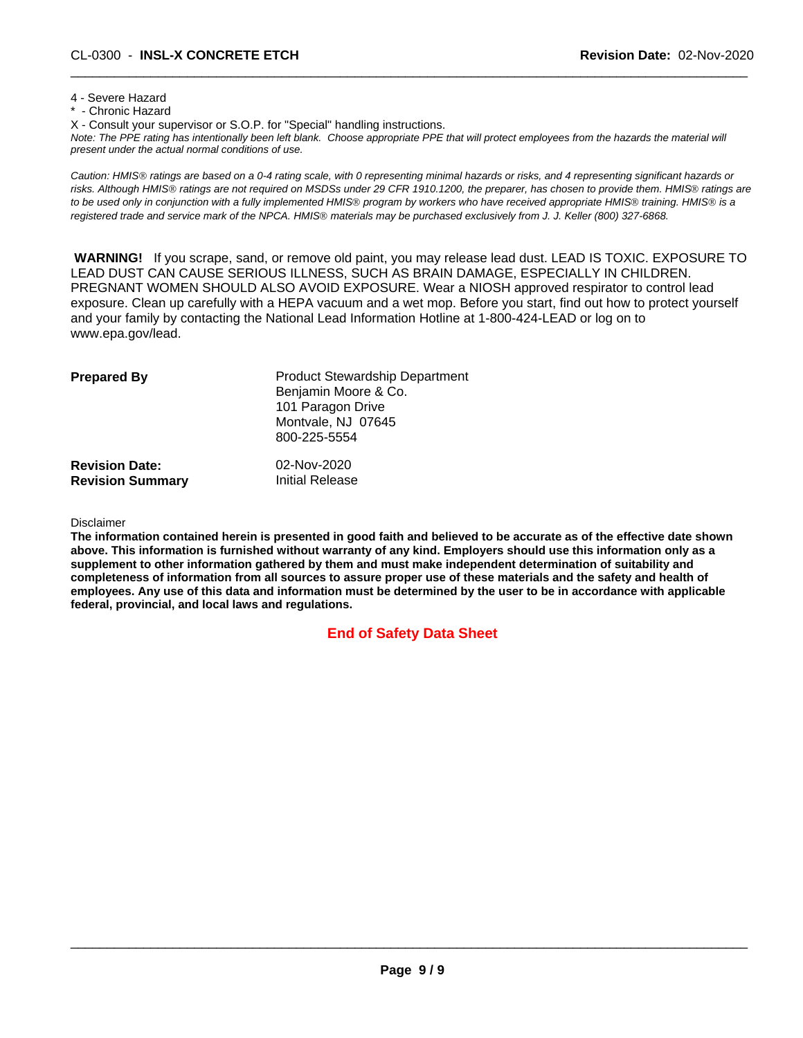4 - Severe Hazard
* - Chronic Hazard
X - Consult your supervisor or S.O.P. for "Special" handling instructions.

*Note: The PPE rating has intentionally been left blank. Choose appropriate PPE that will protect employees from the hazards the material will present under the actual normal conditions of use.*

*Caution: HMIS® ratings are based on a 0-4 rating scale, with 0 representing minimal hazards or risks, and 4 representing significant hazards or risks. Although HMIS® ratings are not required on MSDSs under 29 CFR 1910.1200, the preparer, has chosen to provide them. HMIS® ratings are to be used only in conjunction with a fully implemented HMIS® program by workers who have received appropriate HMIS® training. HMIS® is a registered trade and service mark of the NPCA. HMIS® materials may be purchased exclusively from J. J. Keller (800) 327-6868.*

**WARNING!** If you scrape, sand, or remove old paint, you may release lead dust. LEAD IS TOXIC. EXPOSURE TO LEAD DUST CAN CAUSE SERIOUS ILLNESS, SUCH AS BRAIN DAMAGE, ESPECIALLY IN CHILDREN. PREGNANT WOMEN SHOULD ALSO AVOID EXPOSURE. Wear a NIOSH approved respirator to control lead exposure. Clean up carefully with a HEPA vacuum and a wet mop. Before you start, find out how to protect yourself and your family by contacting the National Lead Information Hotline at 1-800-424-LEAD or log on to www.epa.gov/lead.

**Prepared By**
Product Stewardship Department
Benjamin Moore & Co.
101 Paragon Drive
Montvale, NJ 07645
800-225-5554

**Revision Date:** 02-Nov-2020
**Revision Summary** Initial Release

Disclaimer

**The information contained herein is presented in good faith and believed to be accurate as of the effective date shown above. This information is furnished without warranty of any kind. Employers should use this information only as a supplement to other information gathered by them and must make independent determination of suitability and completeness of information from all sources to assure proper use of these materials and the safety and health of employees. Any use of this data and information must be determined by the user to be in accordance with applicable federal, provincial, and local laws and regulations.**

**End of Safety Data Sheet**